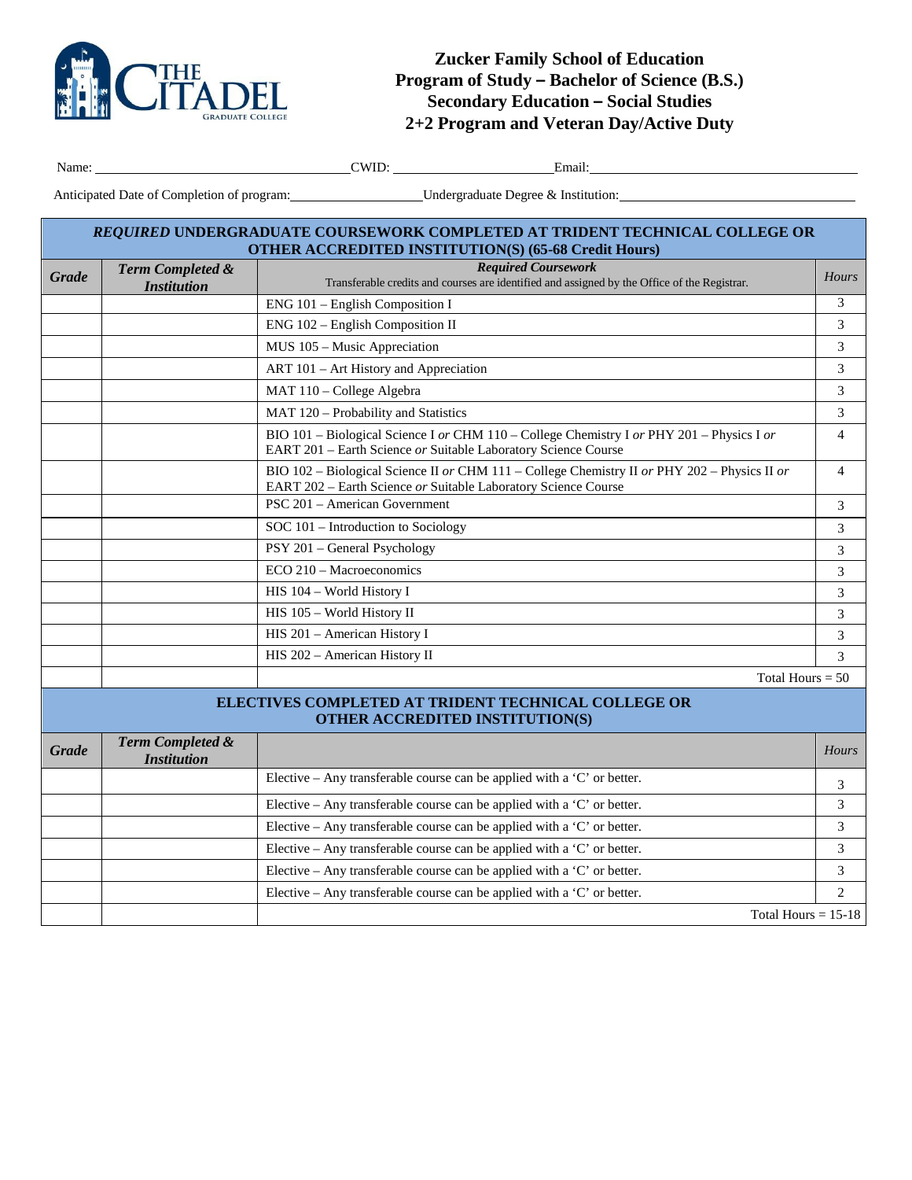# Zucker Family School of Education
## Program of Study – Bachelor of Science (B.S.)
## Secondary Education – Social Studies
## 2+2 Program and Veteran Day/Active Duty

Name: ______________________ CWID: ______________________ Email: ______________________

Anticipated Date of Completion of program: ______________________ Undergraduate Degree & Institution: ______________________

| ***REQUIRED* UNDERGRADUATE COURSEWORK COMPLETED AT TRIDENT TECHNICAL COLLEGE OR OTHER ACCREDITED INSTITUTION(S) (65-68 Credit Hours)** | | | |
|---|---|---|---|
| ***Grade*** | ***Term Completed & Institution*** | ***Required Coursework*** Transferable credits and courses are identified and assigned by the Office of the Registrar. | *Hours* |
| | | ENG 101 – English Composition I | 3 |
| | | ENG 102 – English Composition II | 3 |
| | | MUS 105 – Music Appreciation | 3 |
| | | ART 101 – Art History and Appreciation | 3 |
| | | MAT 110 – College Algebra | 3 |
| | | MAT 120 – Probability and Statistics | 3 |
| | | BIO 101 – Biological Science I *or* CHM 110 – College Chemistry I *or* PHY 201 – Physics I *or* EART 201 – Earth Science *or* Suitable Laboratory Science Course | 4 |
| | | BIO 102 – Biological Science II *or* CHM 111 – College Chemistry II *or* PHY 202 – Physics II *or* EART 202 – Earth Science *or* Suitable Laboratory Science Course | 4 |
| | | PSC 201 – American Government | 3 |
| | | SOC 101 – Introduction to Sociology | 3 |
| | | PSY 201 – General Psychology | 3 |
| | | ECO 210 – Macroeconomics | 3 |
| | | HIS 104 – World History I | 3 |
| | | HIS 105 – World History II | 3 |
| | | HIS 201 – American History I | 3 |
| | | HIS 202 – American History II | 3 |
| | | Total Hours = 50 | |

| **ELECTIVES COMPLETED AT TRIDENT TECHNICAL COLLEGE OR OTHER ACCREDITED INSTITUTION(S)** | | | |
|---|---|---|---|
| ***Grade*** | ***Term Completed & Institution*** | | *Hours* |
| | | Elective – Any transferable course can be applied with a 'C' or better. | 3 |
| | | Elective – Any transferable course can be applied with a 'C' or better. | 3 |
| | | Elective – Any transferable course can be applied with a 'C' or better. | 3 |
| | | Elective – Any transferable course can be applied with a 'C' or better. | 3 |
| | | Elective – Any transferable course can be applied with a 'C' or better. | 3 |
| | | Elective – Any transferable course can be applied with a 'C' or better. | 2 |
| | | Total Hours = 15-18 | |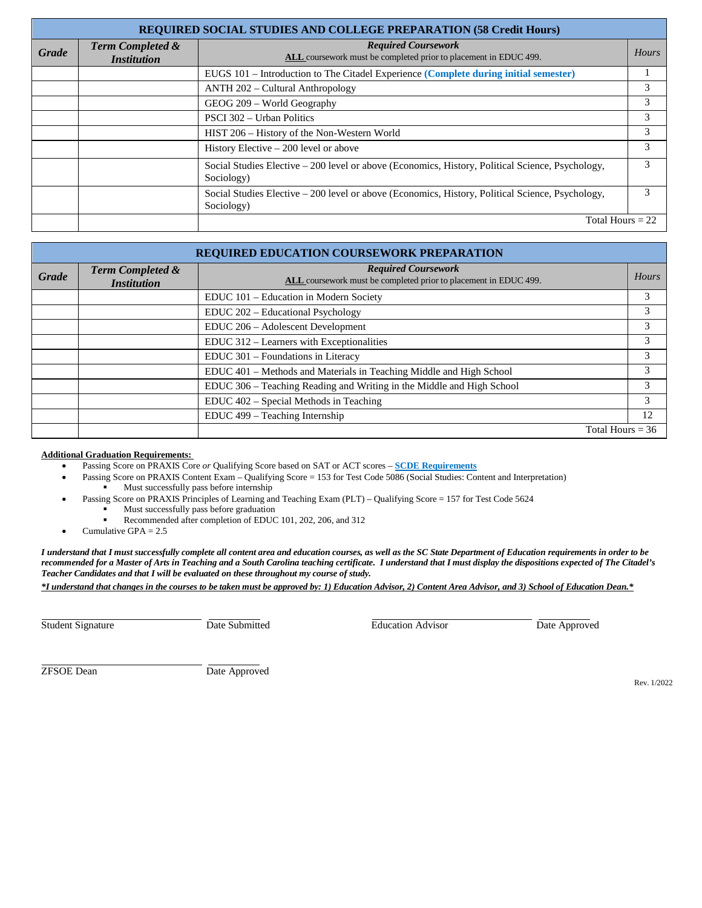| REQUIRED SOCIAL STUDIES AND COLLEGE PREPARATION (58 Credit Hours) | | | |
|---|---|---|---|
| ***Grade*** | ***Term Completed & Institution*** | ***Required Coursework*** <br> **ALL** coursework must be completed prior to placement in EDUC 499. | *Hours* |
| | | EUGS 101 – Introduction to The Citadel Experience **(Complete during initial semester)** | 1 |
| | | ANTH 202 – Cultural Anthropology | 3 |
| | | GEOG 209 – World Geography | 3 |
| | | PSCI 302 – Urban Politics | 3 |
| | | HIST 206 – History of the Non-Western World | 3 |
| | | History Elective – 200 level or above | 3 |
| | | Social Studies Elective – 200 level or above (Economics, History, Political Science, Psychology, Sociology) | 3 |
| | | Social Studies Elective – 200 level or above (Economics, History, Political Science, Psychology, Sociology) | 3 |
| | | Total Hours = 22 | |

| REQUIRED EDUCATION COURSEWORK PREPARATION | | | |
|---|---|---|---|
| ***Grade*** | ***Term Completed & Institution*** | ***Required Coursework*** <br> **ALL** coursework must be completed prior to placement in EDUC 499. | *Hours* |
| | | EDUC 101 – Education in Modern Society | 3 |
| | | EDUC 202 – Educational Psychology | 3 |
| | | EDUC 206 – Adolescent Development | 3 |
| | | EDUC 312 – Learners with Exceptionalities | 3 |
| | | EDUC 301 – Foundations in Literacy | 3 |
| | | EDUC 401 – Methods and Materials in Teaching Middle and High School | 3 |
| | | EDUC 306 – Teaching Reading and Writing in the Middle and High School | 3 |
| | | EDUC 402 – Special Methods in Teaching | 3 |
| | | EDUC 499 – Teaching Internship | 12 |
| | | Total Hours = 36 | |

**Additional Graduation Requirements:**

- Passing Score on PRAXIS Core *or* Qualifying Score based on SAT or ACT scores – **SCDE Requirements**
- Passing Score on PRAXIS Content Exam – Qualifying Score = 153 for Test Code 5086 (Social Studies: Content and Interpretation)
  - Must successfully pass before internship
- Passing Score on PRAXIS Principles of Learning and Teaching Exam (PLT) – Qualifying Score = 157 for Test Code 5624
  - Must successfully pass before graduation
  - Recommended after completion of EDUC 101, 202, 206, and 312
- Cumulative GPA = 2.5

***I understand that I must successfully complete all content area and education courses, as well as the SC State Department of Education requirements in order to be recommended for a Master of Arts in Teaching and a South Carolina teaching certificate. I understand that I must display the dispositions expected of The Citadel's Teacher Candidates and that I will be evaluated on these throughout my course of study.***

***\*I understand that changes in the courses to be taken must be approved by: 1) Education Advisor, 2) Content Area Advisor, and 3) School of Education Dean.\****

Student Signature ____________ Date Submitted ____________ Education Advisor ____________ Date Approved ____________

ZFSOE Dean ____________ Date Approved ____________

Rev. 1/2022